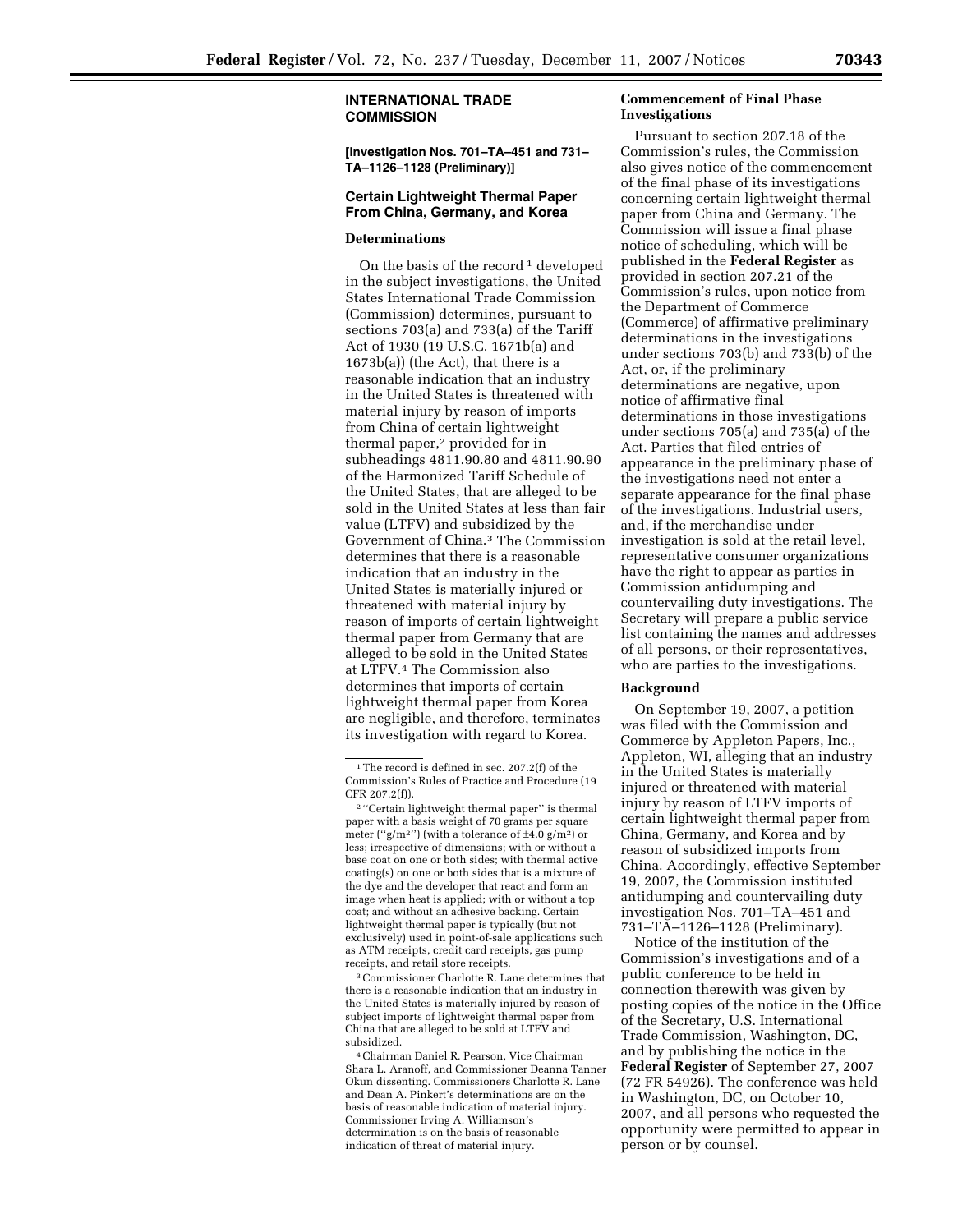## INTERNATIONAL TRADE COMMISSION

**[Investigation Nos. 701–TA–451 and 731–TA–1126–1128 (Preliminary)]**

### Certain Lightweight Thermal Paper From China, Germany, and Korea

#### Determinations

On the basis of the record[1] developed in the subject investigations, the United States International Trade Commission (Commission) determines, pursuant to sections 703(a) and 733(a) of the Tariff Act of 1930 (19 U.S.C. 1671b(a) and 1673b(a)) (the Act), that there is a reasonable indication that an industry in the United States is threatened with material injury by reason of imports from China of certain lightweight thermal paper,[2] provided for in subheadings 4811.90.80 and 4811.90.90 of the Harmonized Tariff Schedule of the United States, that are alleged to be sold in the United States at less than fair value (LTFV) and subsidized by the Government of China.[3] The Commission determines that there is a reasonable indication that an industry in the United States is materially injured or threatened with material injury by reason of imports of certain lightweight thermal paper from Germany that are alleged to be sold in the United States at LTFV.[4] The Commission also determines that imports of certain lightweight thermal paper from Korea are negligible, and therefore, terminates its investigation with regard to Korea.

[1] The record is defined in sec. 207.2(f) of the Commission's Rules of Practice and Procedure (19 CFR 207.2(f)).

[2] ''Certain lightweight thermal paper'' is thermal paper with a basis weight of 70 grams per square meter (''g/m$^2$'') (with a tolerance of ±4.0 g/m$^2$) or less; irrespective of dimensions; with or without a base coat on one or both sides; with thermal active coating(s) on one or both sides that is a mixture of the dye and the developer that react and form an image when heat is applied; with or without a top coat; and without an adhesive backing. Certain lightweight thermal paper is typically (but not exclusively) used in point-of-sale applications such as ATM receipts, credit card receipts, gas pump receipts, and retail store receipts.

[3] Commissioner Charlotte R. Lane determines that there is a reasonable indication that an industry in the United States is materially injured by reason of subject imports of lightweight thermal paper from China that are alleged to be sold at LTFV and subsidized.

[4] Chairman Daniel R. Pearson, Vice Chairman Shara L. Aranoff, and Commissioner Deanna Tanner Okun dissenting. Commissioners Charlotte R. Lane and Dean A. Pinkert's determinations are on the basis of reasonable indication of material injury. Commissioner Irving A. Williamson's determination is on the basis of reasonable indication of threat of material injury.

#### Commencement of Final Phase Investigations

Pursuant to section 207.18 of the Commission's rules, the Commission also gives notice of the commencement of the final phase of its investigations concerning certain lightweight thermal paper from China and Germany. The Commission will issue a final phase notice of scheduling, which will be published in the **Federal Register** as provided in section 207.21 of the Commission's rules, upon notice from the Department of Commerce (Commerce) of affirmative preliminary determinations in the investigations under sections 703(b) and 733(b) of the Act, or, if the preliminary determinations are negative, upon notice of affirmative final determinations in those investigations under sections 705(a) and 735(a) of the Act. Parties that filed entries of appearance in the preliminary phase of the investigations need not enter a separate appearance for the final phase of the investigations. Industrial users, and, if the merchandise under investigation is sold at the retail level, representative consumer organizations have the right to appear as parties in Commission antidumping and countervailing duty investigations. The Secretary will prepare a public service list containing the names and addresses of all persons, or their representatives, who are parties to the investigations.

#### Background

On September 19, 2007, a petition was filed with the Commission and Commerce by Appleton Papers, Inc., Appleton, WI, alleging that an industry in the United States is materially injured or threatened with material injury by reason of LTFV imports of certain lightweight thermal paper from China, Germany, and Korea and by reason of subsidized imports from China. Accordingly, effective September 19, 2007, the Commission instituted antidumping and countervailing duty investigation Nos. 701–TA–451 and 731–TA–1126–1128 (Preliminary).

Notice of the institution of the Commission's investigations and of a public conference to be held in connection therewith was given by posting copies of the notice in the Office of the Secretary, U.S. International Trade Commission, Washington, DC, and by publishing the notice in the **Federal Register** of September 27, 2007 (72 FR 54926). The conference was held in Washington, DC, on October 10, 2007, and all persons who requested the opportunity were permitted to appear in person or by counsel.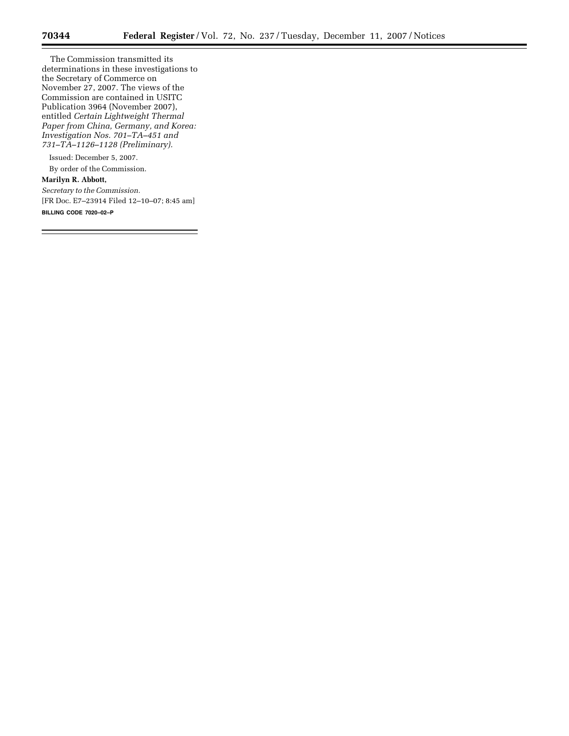The Commission transmitted its determinations in these investigations to the Secretary of Commerce on November 27, 2007. The views of the Commission are contained in USITC Publication 3964 (November 2007), entitled *Certain Lightweight Thermal Paper from China, Germany, and Korea: Investigation Nos. 701–TA–451 and 731–TA–1126–1128 (Preliminary).*

Issued: December 5, 2007.

By order of the Commission.

**Marilyn R. Abbott,**

*Secretary to the Commission.*

[FR Doc. E7–23914 Filed 12–10–07; 8:45 am]

**BILLING CODE 7020–02–P**